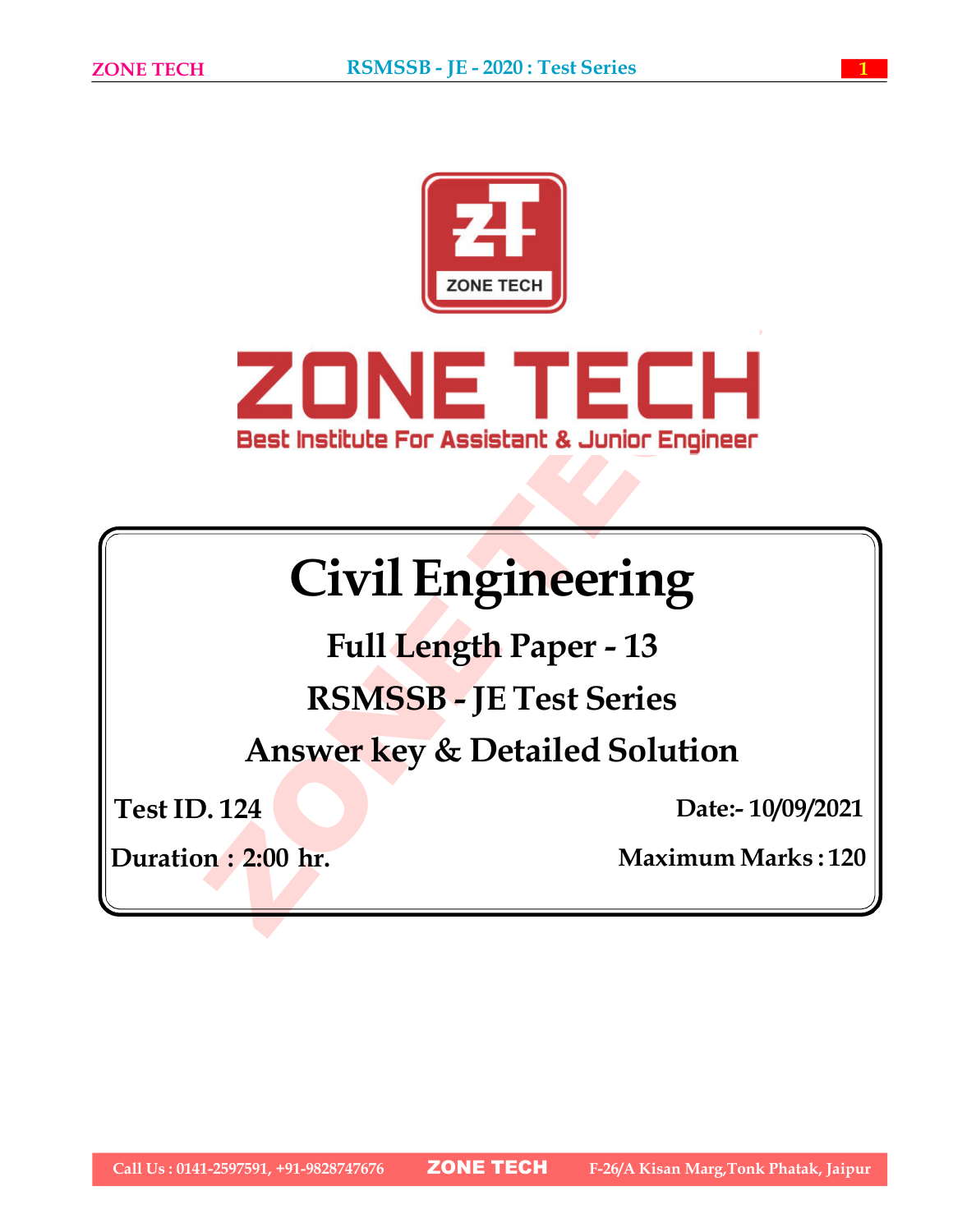# ZONE TECH

Best Institute For Assistant & Junior Engineer

# Civil Engineering

## Full Length Paper - 13

## RSMSSB - JE Test Series

## Answer key & Detailed Solution

**Test ID. 124** — **Date:- 10/09/2021**

**Duration : 2:00 hr.** — **Maximum Marks : 120**

Call Us : 0141-2597591, +91-9828747676 | ZONE TECH | F-26/A Kisan Marg,Tonk Phatak, Jaipur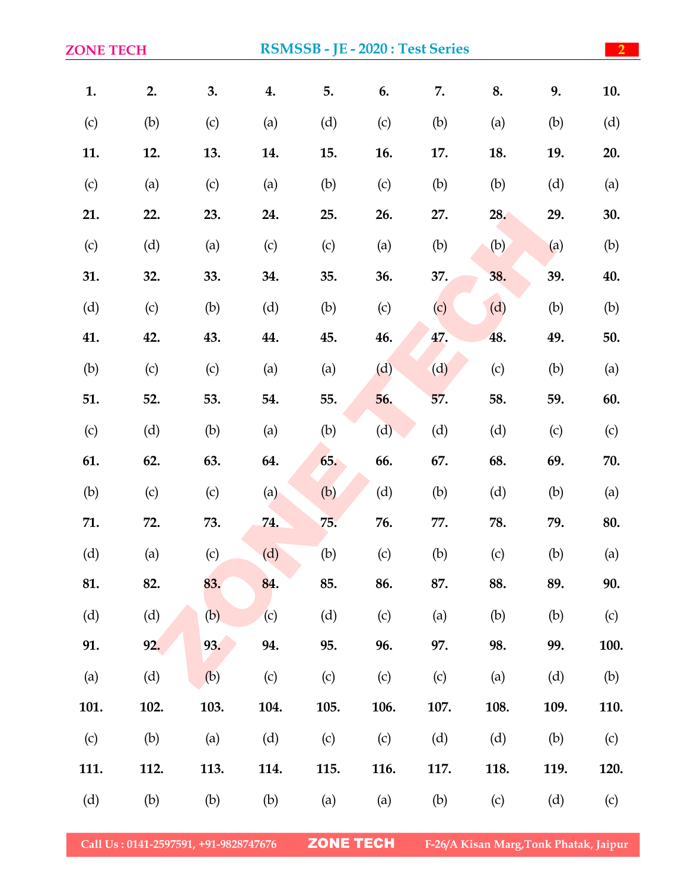| 1. | 2. | 3. | 4. | 5. | 6. | 7. | 8. | 9. | 10. |
|---|---|---|---|---|---|---|---|---|---|
| (c) | (b) | (c) | (a) | (d) | (c) | (b) | (a) | (b) | (d) |
| **11.** | **12.** | **13.** | **14.** | **15.** | **16.** | **17.** | **18.** | **19.** | **20.** |
| (c) | (a) | (c) | (a) | (b) | (c) | (b) | (b) | (d) | (a) |
| **21.** | **22.** | **23.** | **24.** | **25.** | **26.** | **27.** | **28.** | **29.** | **30.** |
| (c) | (d) | (a) | (c) | (c) | (a) | (b) | (b) | (a) | (b) |
| **31.** | **32.** | **33.** | **34.** | **35.** | **36.** | **37.** | **38.** | **39.** | **40.** |
| (d) | (c) | (b) | (d) | (b) | (c) | (c) | (d) | (b) | (b) |
| **41.** | **42.** | **43.** | **44.** | **45.** | **46.** | **47.** | **48.** | **49.** | **50.** |
| (b) | (c) | (c) | (a) | (a) | (d) | (d) | (c) | (b) | (a) |
| **51.** | **52.** | **53.** | **54.** | **55.** | **56.** | **57.** | **58.** | **59.** | **60.** |
| (c) | (d) | (b) | (a) | (b) | (d) | (d) | (d) | (c) | (c) |
| **61.** | **62.** | **63.** | **64.** | **65.** | **66.** | **67.** | **68.** | **69.** | **70.** |
| (b) | (c) | (c) | (a) | (b) | (d) | (b) | (d) | (b) | (a) |
| **71.** | **72.** | **73.** | **74.** | **75.** | **76.** | **77.** | **78.** | **79.** | **80.** |
| (d) | (a) | (c) | (d) | (b) | (c) | (b) | (c) | (b) | (a) |
| **81.** | **82.** | **83.** | **84.** | **85.** | **86.** | **87.** | **88.** | **89.** | **90.** |
| (d) | (d) | (b) | (c) | (d) | (c) | (a) | (b) | (b) | (c) |
| **91.** | **92.** | **93.** | **94.** | **95.** | **96.** | **97.** | **98.** | **99.** | **100.** |
| (a) | (d) | (b) | (c) | (c) | (c) | (c) | (a) | (d) | (b) |
| **101.** | **102.** | **103.** | **104.** | **105.** | **106.** | **107.** | **108.** | **109.** | **110.** |
| (c) | (b) | (a) | (d) | (c) | (c) | (d) | (d) | (b) | (c) |
| **111.** | **112.** | **113.** | **114.** | **115.** | **116.** | **117.** | **118.** | **119.** | **120.** |
| (d) | (b) | (b) | (b) | (a) | (a) | (b) | (c) | (d) | (c) |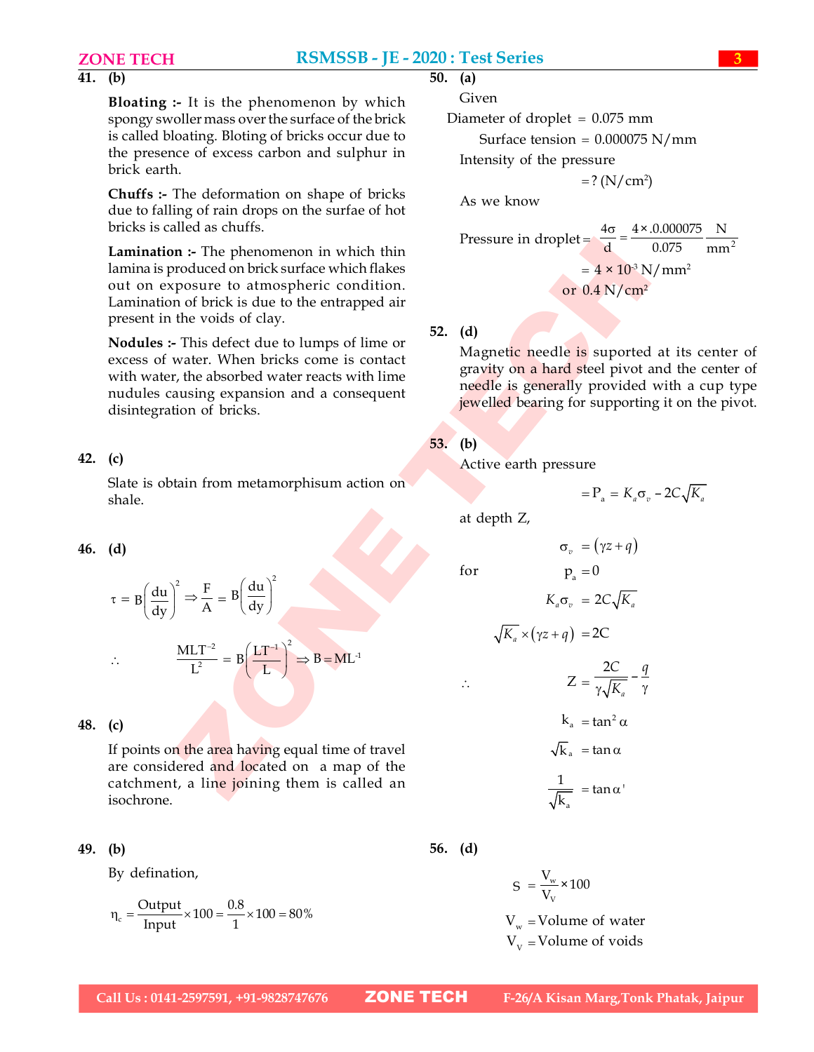**41. (b)**

**Bloating :-** It is the phenomenon by which spongy swoller mass over the surface of the brick is called bloating. Bloting of bricks occur due to the presence of excess carbon and sulphur in brick earth.

**Chuffs :-** The deformation on shape of bricks due to falling of rain drops on the surfae of hot bricks is called as chuffs.

**Lamination :-** The phenomenon in which thin lamina is produced on brick surface which flakes out on exposure to atmospheric condition. Lamination of brick is due to the entrapped air present in the voids of clay.

**Nodules :-** This defect due to lumps of lime or excess of water. When bricks come is contact with water, the absorbed water reacts with lime nudules causing expansion and a consequent disintegration of bricks.

**42. (c)**

Slate is obtain from metamorphisum action on shale.

**46. (d)**

$$\tau = B\left(\frac{du}{dy}\right)^2 \Rightarrow \frac{F}{A} = B\left(\frac{du}{dy}\right)^2$$

$$\therefore \quad \frac{MLT^{-2}}{L^2} = B\left(\frac{LT^{-1}}{L}\right)^2 \Rightarrow B = ML^{-1}$$

**48. (c)**

If points on the area having equal time of travel are considered and located on a map of the catchment, a line joining them is called an isochrone.

**49. (b)**

By defination,

$$\eta_c = \frac{\text{Output}}{\text{Input}} \times 100 = \frac{0.8}{1} \times 100 = 80\%$$

**50. (a)**

Given

Diameter of droplet = 0.075 mm

Surface tension = 0.000075 N/mm

Intensity of the pressure

$= ?\ (\text{N/cm}^2)$

As we know

$$\text{Pressure in droplet} = \frac{4\sigma}{d} = \frac{4 \times .0.000075}{0.075}\ \frac{N}{mm^2}$$

$$= 4 \times 10^{-3}\ \text{N/mm}^2$$

$$\text{or } 0.4\ \text{N/cm}^2$$

**52. (d)**

Magnetic needle is suported at its center of gravity on a hard steel pivot and the center of needle is generally provided with a cup type jewelled bearing for supporting it on the pivot.

**53. (b)**

Active earth pressure

$$= P_a = K_a\sigma_v - 2C\sqrt{K_a}$$

at depth Z,

$$\sigma_v = (\gamma z + q)$$

for $\quad p_a = 0$

$$K_a\sigma_v = 2C\sqrt{K_a}$$

$$\sqrt{K_a} \times (\gamma z + q) = 2C$$

$$\therefore \quad Z = \frac{2C}{\gamma\sqrt{K_a}} - \frac{q}{\gamma}$$

$$k_a = \tan^2\alpha$$

$$\sqrt{k_a} = \tan\alpha$$

$$\frac{1}{\sqrt{k_a}} = \tan\alpha'$$

**56. (d)**

$$S = \frac{V_w}{V_V} \times 100$$

$V_w$ = Volume of water

$V_V$ = Volume of voids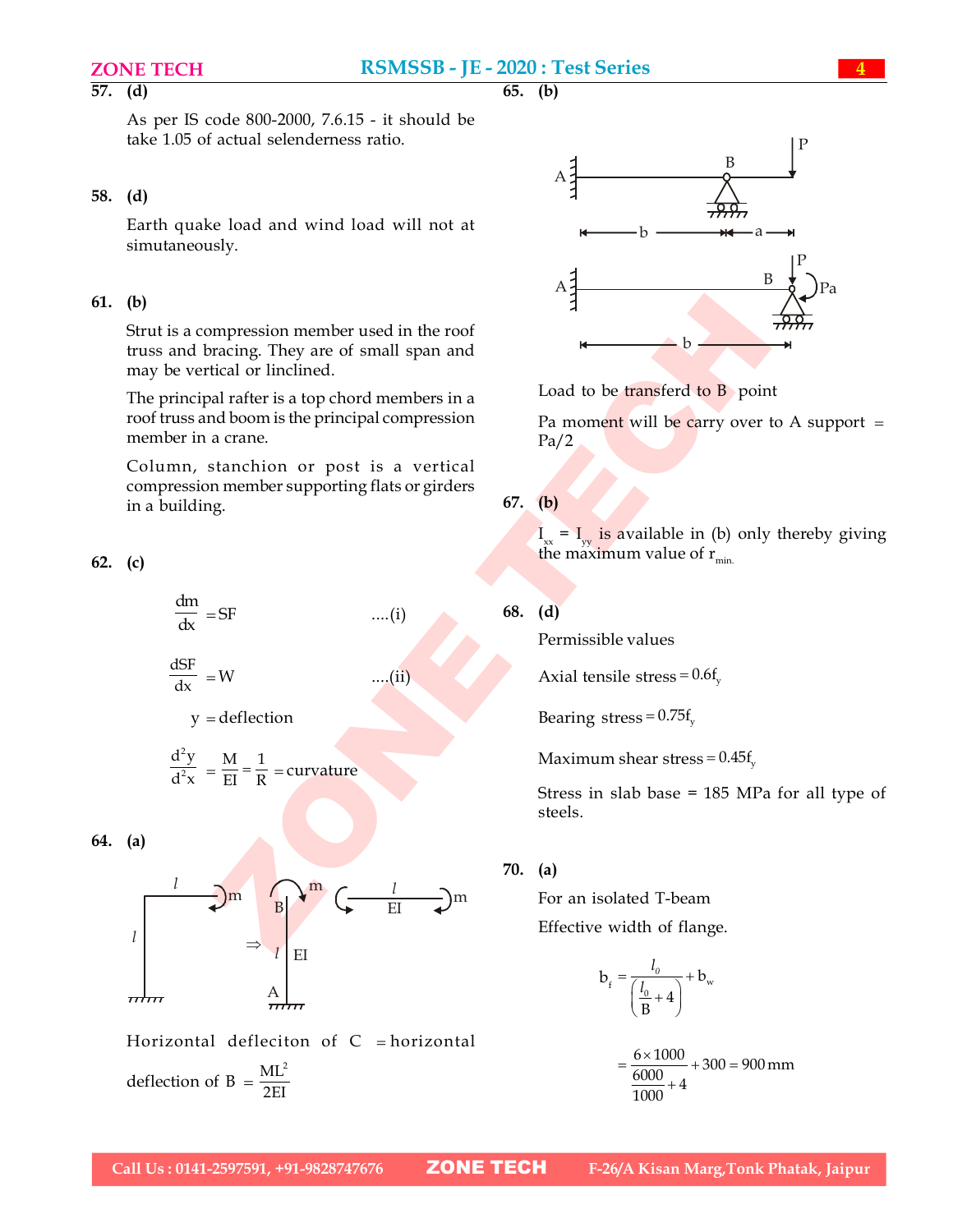**57. (d)**

As per IS code 800-2000, 7.6.15 - it should be take 1.05 of actual selenderness ratio.

**58. (d)**

Earth quake load and wind load will not at simutaneously.

**61. (b)**

Strut is a compression member used in the roof truss and bracing. They are of small span and may be vertical or linclined.

The principal rafter is a top chord members in a roof truss and boom is the principal compression member in a crane.

Column, stanchion or post is a vertical compression member supporting flats or girders in a building.

**62. (c)**

$$\frac{dm}{dx} = SF \quad ....(i)$$

$$\frac{dSF}{dx} = W \quad ....(ii)$$

y = deflection

$$\frac{d^2y}{d^2x} = \frac{M}{EI} = \frac{1}{R} = \text{curvature}$$

**64. (a)**

Horizontal deflecíton of C = horizontal deflection of B $= \frac{ML^2}{2EI}$

**65. (b)**

Load to be transferd to B point

Pa moment will be carry over to A support = Pa/2

**67. (b)**

$I_{xx} = I_{yy}$ is available in (b) only thereby giving the maximum value of $r_{min.}$

**68. (d)**

Permissible values

Axial tensile stress $= 0.6f_y$

Bearing stress $= 0.75f_y$

Maximum shear stress $= 0.45f_y$

Stress in slab base = 185 MPa for all type of steels.

**70. (a)**

For an isolated T-beam

Effective width of flange.

$$b_f = \frac{l_0}{\left(\frac{l_0}{B} + 4\right)} + b_w$$

$$= \frac{6 \times 1000}{\frac{6000}{1000} + 4} + 300 = 900\,\text{mm}$$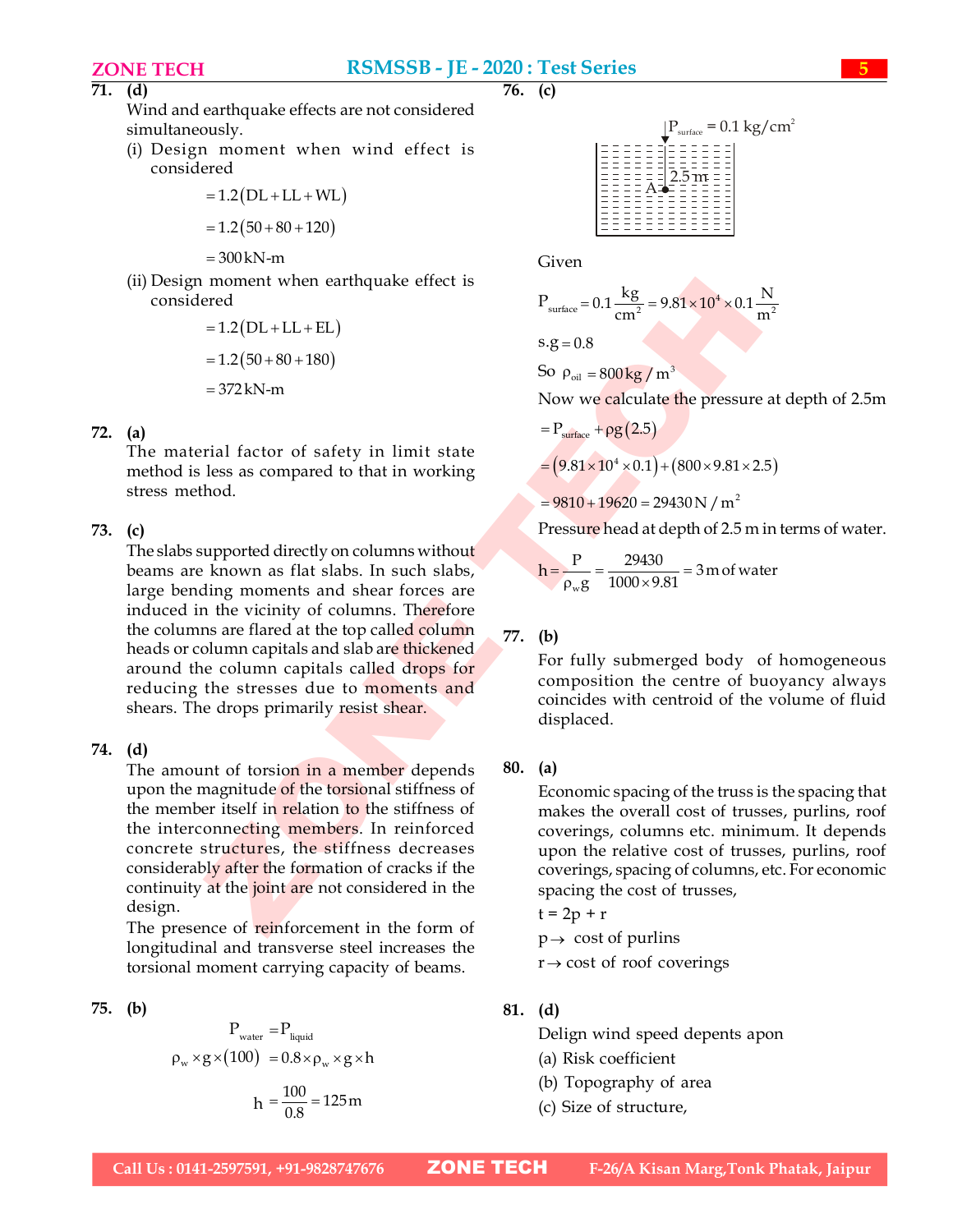**71. (d)**

Wind and earthquake effects are not considered simultaneously.

(i) Design moment when wind effect is considered

$$= 1.2(DL + LL + WL)$$

$$= 1.2(50 + 80 + 120)$$

$$= 300 \text{ kN-m}$$

(ii) Design moment when earthquake effect is considered

$$= 1.2(DL + LL + EL)$$

$$= 1.2(50 + 80 + 180)$$

$$= 372 \text{ kN-m}$$

**72. (a)**

The material factor of safety in limit state method is less as compared to that in working stress method.

**73. (c)**

The slabs supported directly on columns without beams are known as flat slabs. In such slabs, large bending moments and shear forces are induced in the vicinity of columns. Therefore the columns are flared at the top called column heads or column capitals and slab are thickened around the column capitals called drops for reducing the stresses due to moments and shears. The drops primarily resist shear.

**74. (d)**

The amount of torsion in a member depends upon the magnitude of the torsional stiffness of the member itself in relation to the stiffness of the interconnecting members. In reinforced concrete structures, the stiffness decreases considerably after the formation of cracks if the continuity at the joint are not considered in the design.

The presence of reinforcement in the form of longitudinal and transverse steel increases the torsional moment carrying capacity of beams.

**75. (b)**

$$P_{water} = P_{liquid}$$

$$\rho_w \times g \times (100) = 0.8 \times \rho_w \times g \times h$$

$$h = \frac{100}{0.8} = 125 \text{ m}$$

**76. (c)**

$P_{surface} = 0.1 \text{ kg/cm}^2$; point A at depth 2.5 m

Given

$$P_{surface} = 0.1 \frac{kg}{cm^2} = 9.81 \times 10^4 \times 0.1 \frac{N}{m^2}$$

$$s.g = 0.8$$

So $\rho_{oil} = 800 \text{ kg/m}^3$

Now we calculate the pressure at depth of 2.5m

$$= P_{surface} + \rho g (2.5)$$

$$= (9.81 \times 10^4 \times 0.1) + (800 \times 9.81 \times 2.5)$$

$$= 9810 + 19620 = 29430 \text{ N/m}^2$$

Pressure head at depth of 2.5 m in terms of water.

$$h = \frac{P}{\rho_w g} = \frac{29430}{1000 \times 9.81} = 3 \text{ m of water}$$

**77. (b)**

For fully submerged body of homogeneous composition the centre of buoyancy always coincides with centroid of the volume of fluid displaced.

**80. (a)**

Economic spacing of the truss is the spacing that makes the overall cost of trusses, purlins, roof coverings, columns etc. minimum. It depends upon the relative cost of trusses, purlins, roof coverings, spacing of columns, etc. For economic spacing the cost of trusses,

$t = 2p + r$

$p \rightarrow$ cost of purlins

$r \rightarrow$ cost of roof coverings

**81. (d)**

Delign wind speed depents apon

(a) Risk coefficient

(b) Topography of area

(c) Size of structure,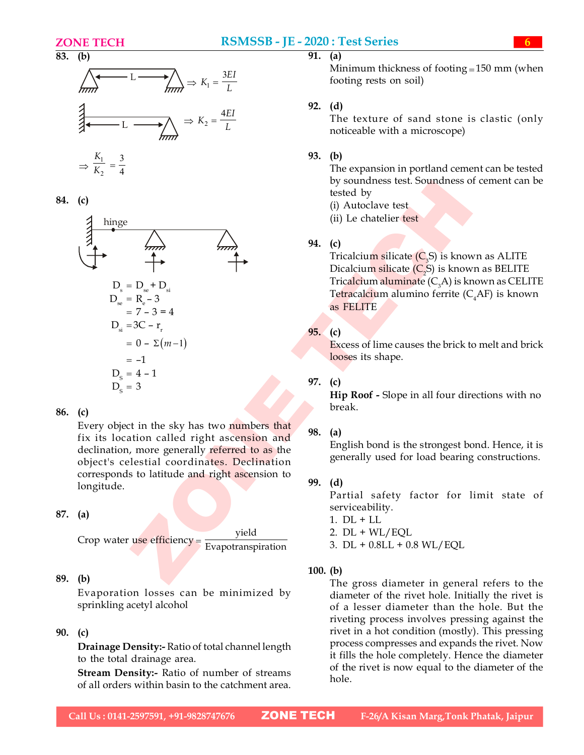**83. (b)**

L ⇒ $K_1 = \frac{3EI}{L}$

L ⇒ $K_2 = \frac{4EI}{L}$

$\Rightarrow \frac{K_1}{K_2} = \frac{3}{4}$

**84. (c)**

hinge

$D_s = D_{se} + D_{si}$

$D_{se} = R_e - 3$

$= 7 - 3 = 4$

$D_{si} = 3C - r_r$

$= 0 - \Sigma(m-1)$

$= -1$

$D_S = 4 - 1$

$D_S = 3$

**86. (c)**

Every object in the sky has two numbers that fix its location called right ascension and declination, more generally referred to as the object's celestial coordinates. Declination corresponds to latitude and right ascension to longitude.

**87. (a)**

$$\text{Crop water use efficiency} = \frac{\text{yield}}{\text{Evapotranspiration}}$$

**89. (b)**

Evaporation losses can be minimized by sprinkling acetyl alcohol

**90. (c)**

**Drainage Density:-** Ratio of total channel length to the total drainage area.

**Stream Density:-** Ratio of number of streams of all orders within basin to the catchment area.

**91. (a)**

Minimum thickness of footing = 150 mm (when footing rests on soil)

**92. (d)**

The texture of sand stone is clastic (only noticeable with a microscope)

**93. (b)**

The expansion in portland cement can be tested by soundness test. Soundness of cement can be tested by

(i) Autoclave test

(ii) Le chatelier test

**94. (c)**

Tricalcium silicate ($C_3S$) is known as ALITE

Dicalcium silicate ($C_2S$) is known as BELITE

Tricalcium aluminate ($C_3A$) is known as CELITE

Tetracalcium alumino ferrite ($C_4AF$) is known as FELITE

**95. (c)**

Excess of lime causes the brick to melt and brick looses its shape.

**97. (c)**

**Hip Roof -** Slope in all four directions with no break.

**98. (a)**

English bond is the strongest bond. Hence, it is generally used for load bearing constructions.

**99. (d)**

Partial safety factor for limit state of serviceability.

1. DL + LL
2. DL + WL/EQL
3. DL + 0.8LL + 0.8 WL/EQL

**100. (b)**

The gross diameter in general refers to the diameter of the rivet hole. Initially the rivet is of a lesser diameter than the hole. But the riveting process involves pressing against the rivet in a hot condition (mostly). This pressing process compresses and expands the rivet. Now it fills the hole completely. Hence the diameter of the rivet is now equal to the diameter of the hole.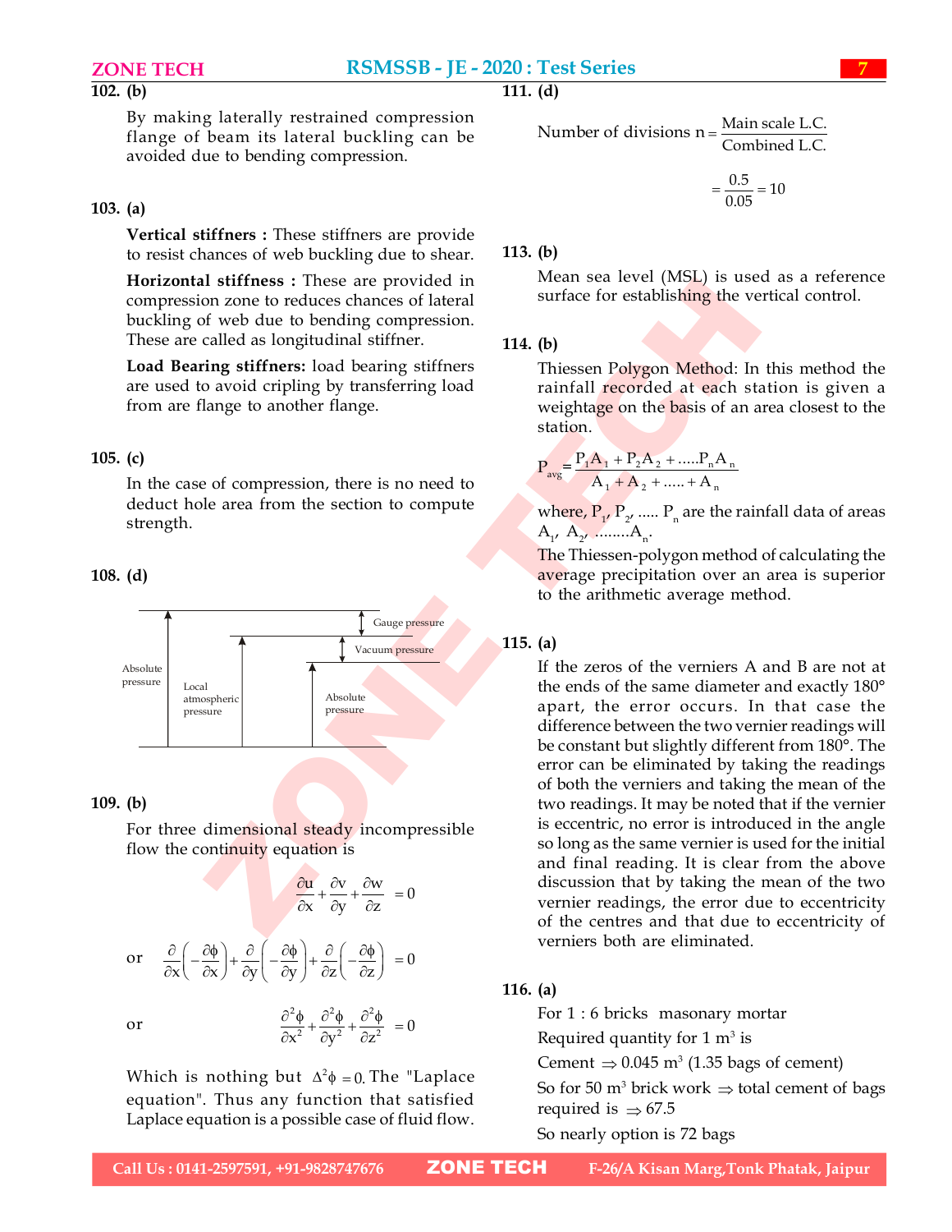**102. (b)**

By making laterally restrained compression flange of beam its lateral buckling can be avoided due to bending compression.

**103. (a)**

**Vertical stiffners :** These stiffners are provide to resist chances of web buckling due to shear.

**Horizontal stiffness :** These are provided in compression zone to reduces chances of lateral buckling of web due to bending compression. These are called as longitudinal stiffner.

**Load Bearing stiffners:** load bearing stiffners are used to avoid cripling by transferring load from are flange to another flange.

**105. (c)**

In the case of compression, there is no need to deduct hole area from the section to compute strength.

**108. (d)**

Gauge pressure

Vacuum pressure

Absolute pressure

Local atmospheric pressure

Absolute pressure

**109. (b)**

For three dimensional steady incompressible flow the continuity equation is

$$\frac{\partial u}{\partial x}+\frac{\partial v}{\partial y}+\frac{\partial w}{\partial z}=0$$

or $$\frac{\partial}{\partial x}\left(-\frac{\partial \phi}{\partial x}\right)+\frac{\partial}{\partial y}\left(-\frac{\partial \phi}{\partial y}\right)+\frac{\partial}{\partial z}\left(-\frac{\partial \phi}{\partial z}\right)=0$$

or $$\frac{\partial^2 \phi}{\partial x^2}+\frac{\partial^2 \phi}{\partial y^2}+\frac{\partial^2 \phi}{\partial z^2}=0$$

Which is nothing but $\Delta^2\phi = 0$. The "Laplace equation". Thus any function that satisfied Laplace equation is a possible case of fluid flow.

**111. (d)**

$$\text{Number of divisions } n=\frac{\text{Main scale L.C.}}{\text{Combined L.C.}}$$

$$=\frac{0.5}{0.05}=10$$

**113. (b)**

Mean sea level (MSL) is used as a reference surface for establishing the vertical control.

**114. (b)**

Thiessen Polygon Method: In this method the rainfall recorded at each station is given a weightage on the basis of an area closest to the station.

$$P_{avg}=\frac{P_1A_1+P_2A_2+.....P_nA_n}{A_1+A_2+.....+A_n}$$

where, $P_1$, $P_2$, ..... $P_n$ are the rainfall data of areas $A_1$, $A_2$, ........$A_n$.

The Thiessen-polygon method of calculating the average precipitation over an area is superior to the arithmetic average method.

**115. (a)**

If the zeros of the verniers A and B are not at the ends of the same diameter and exactly 180° apart, the error occurs. In that case the difference between the two vernier readings will be constant but slightly different from 180°. The error can be eliminated by taking the readings of both the verniers and taking the mean of the two readings. It may be noted that if the vernier is eccentric, no error is introduced in the angle so long as the same vernier is used for the initial and final reading. It is clear from the above discussion that by taking the mean of the two vernier readings, the error due to eccentricity of the centres and that due to eccentricity of verniers both are eliminated.

**116. (a)**

For 1 : 6 bricks masonary mortar

Required quantity for 1 $m^3$ is

Cement $\Rightarrow$ 0.045 $m^3$ (1.35 bags of cement)

So for 50 $m^3$ brick work $\Rightarrow$ total cement of bags required is $\Rightarrow$ 67.5

So nearly option is 72 bags